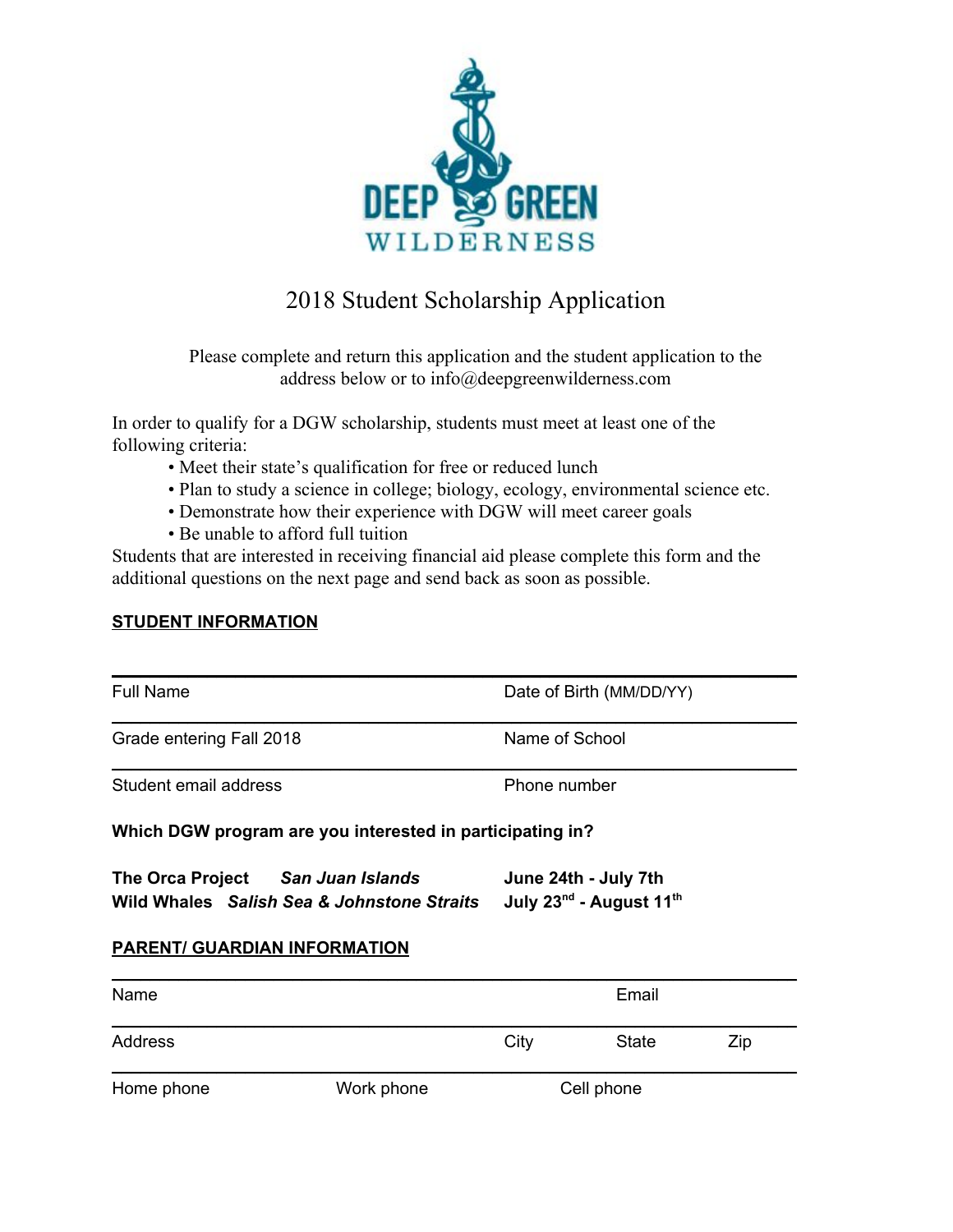DEEP GREEN WILDERNESS

# 2018 Student Scholarship Application

Please complete and return this application and the student application to the address below or to info@deepgreenwilderness.com

In order to qualify for a DGW scholarship, students must meet at least one of the following criteria:

- Meet their state's qualification for free or reduced lunch
- Plan to study a science in college; biology, ecology, environmental science etc.
- Demonstrate how their experience with DGW will meet career goals
- Be unable to afford full tuition

Students that are interested in receiving financial aid please complete this form and the additional questions on the next page and send back as soon as possible.

## STUDENT INFORMATION

| | |
|---|---|
| Full Name | Date of Birth (MM/DD/YY) |
| Grade entering Fall 2018 | Name of School |
| Student email address | Phone number |

**Which DGW program are you interested in participating in?**

**The Orca Project** ***San Juan Islands*** **June 24th - July 7th**
**Wild Whales** ***Salish Sea & Johnstone Straits*** **July 23rd - August 11th**

## PARENT/ GUARDIAN INFORMATION

| | | | |
|---|---|---|---|
| Name | | Email | |
| Address | City | State | Zip |
| Home phone | Work phone | Cell phone | |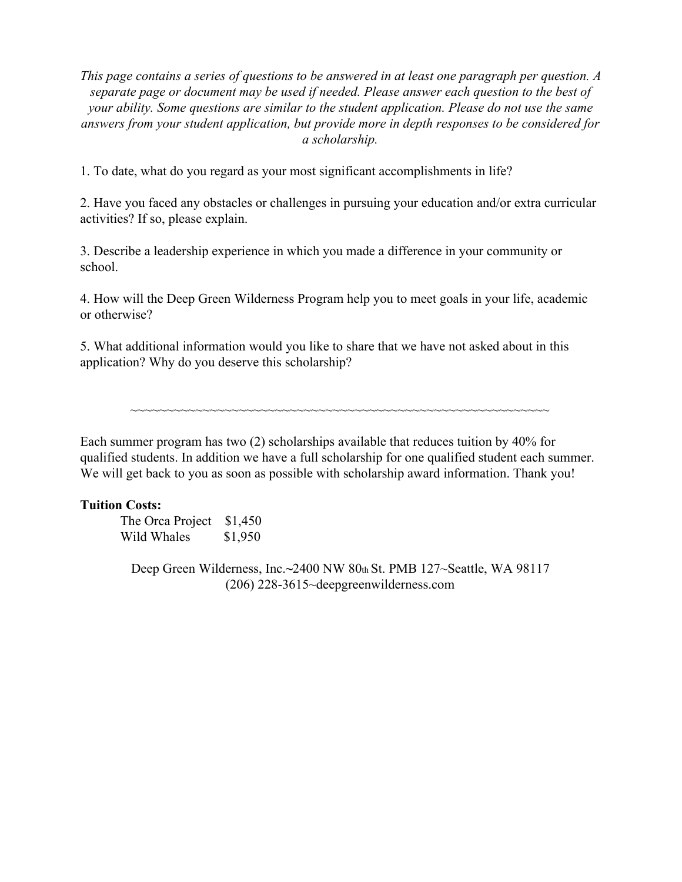*This page contains a series of questions to be answered in at least one paragraph per question. A separate page or document may be used if needed. Please answer each question to the best of your ability. Some questions are similar to the student application. Please do not use the same answers from your student application, but provide more in depth responses to be considered for a scholarship.*

1. To date, what do you regard as your most significant accomplishments in life?

2. Have you faced any obstacles or challenges in pursuing your education and/or extra curricular activities? If so, please explain.

3. Describe a leadership experience in which you made a difference in your community or school.

4. How will the Deep Green Wilderness Program help you to meet goals in your life, academic or otherwise?

5. What additional information would you like to share that we have not asked about in this application? Why do you deserve this scholarship?

~~~~~~~~~~~~~~~~~~~~~~~~~~~~~~~~~~~~~~~~~~~~~~~~~~~~~~~~~~~~~~~~

Each summer program has two (2) scholarships available that reduces tuition by 40% for qualified students. In addition we have a full scholarship for one qualified student each summer. We will get back to you as soon as possible with scholarship award information. Thank you!

**Tuition Costs:**

| | |
|---|---|
| The Orca Project | $1,450 |
| Wild Whales | $1,950 |

Deep Green Wilderness, Inc.~2400 NW 80th St. PMB 127~Seattle, WA 98117
(206) 228-3615~deepgreenwilderness.com